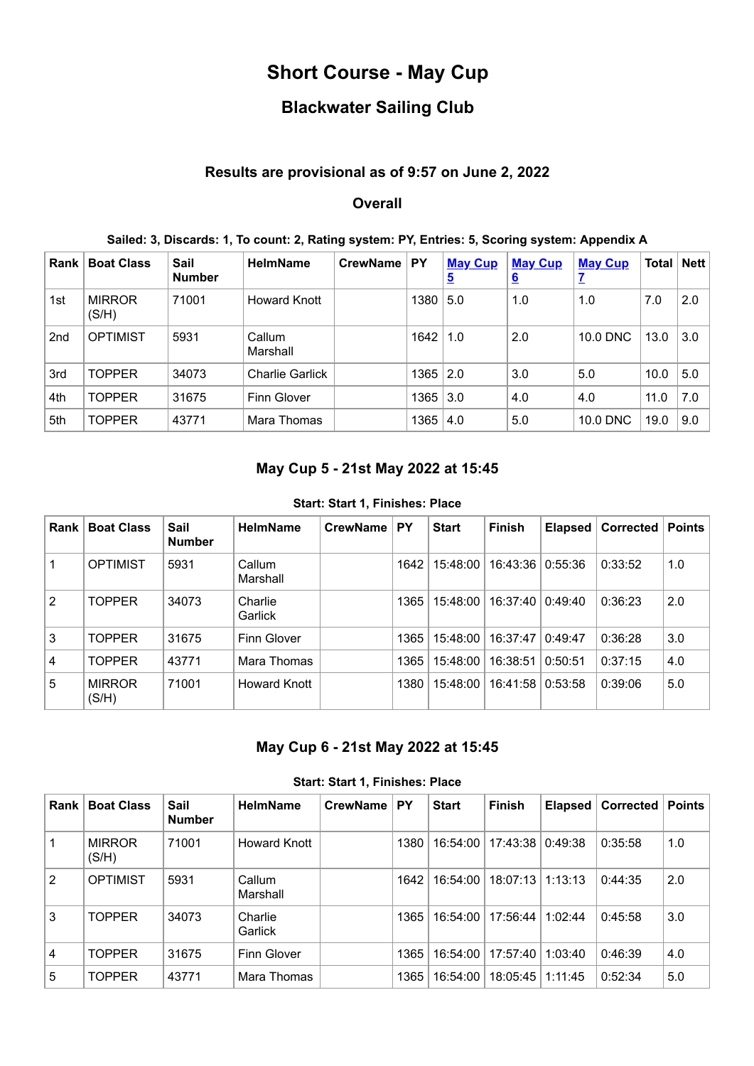# Short Course - May Cup

## Blackwater Sailing Club

### Results are provisional as of 9:57 on June 2, 2022

### Overall

**Sailed: 3, Discards: 1, To count: 2, Rating system: PY, Entries: 5, Scoring system: Appendix A**

| Rank | Boat Class | Sail Number | HelmName | CrewName | PY | May Cup 5 | May Cup 6 | May Cup 7 | Total | Nett |
|---|---|---|---|---|---|---|---|---|---|---|
| 1st | MIRROR (S/H) | 71001 | Howard Knott | | 1380 | 5.0 | 1.0 | 1.0 | 7.0 | 2.0 |
| 2nd | OPTIMIST | 5931 | Callum Marshall | | 1642 | 1.0 | 2.0 | 10.0 DNC | 13.0 | 3.0 |
| 3rd | TOPPER | 34073 | Charlie Garlick | | 1365 | 2.0 | 3.0 | 5.0 | 10.0 | 5.0 |
| 4th | TOPPER | 31675 | Finn Glover | | 1365 | 3.0 | 4.0 | 4.0 | 11.0 | 7.0 |
| 5th | TOPPER | 43771 | Mara Thomas | | 1365 | 4.0 | 5.0 | 10.0 DNC | 19.0 | 9.0 |

### May Cup 5 - 21st May 2022 at 15:45

**Start: Start 1, Finishes: Place**

| Rank | Boat Class | Sail Number | HelmName | CrewName | PY | Start | Finish | Elapsed | Corrected | Points |
|---|---|---|---|---|---|---|---|---|---|---|
| 1 | OPTIMIST | 5931 | Callum Marshall | | 1642 | 15:48:00 | 16:43:36 | 0:55:36 | 0:33:52 | 1.0 |
| 2 | TOPPER | 34073 | Charlie Garlick | | 1365 | 15:48:00 | 16:37:40 | 0:49:40 | 0:36:23 | 2.0 |
| 3 | TOPPER | 31675 | Finn Glover | | 1365 | 15:48:00 | 16:37:47 | 0:49:47 | 0:36:28 | 3.0 |
| 4 | TOPPER | 43771 | Mara Thomas | | 1365 | 15:48:00 | 16:38:51 | 0:50:51 | 0:37:15 | 4.0 |
| 5 | MIRROR (S/H) | 71001 | Howard Knott | | 1380 | 15:48:00 | 16:41:58 | 0:53:58 | 0:39:06 | 5.0 |

### May Cup 6 - 21st May 2022 at 15:45

**Start: Start 1, Finishes: Place**

| Rank | Boat Class | Sail Number | HelmName | CrewName | PY | Start | Finish | Elapsed | Corrected | Points |
|---|---|---|---|---|---|---|---|---|---|---|
| 1 | MIRROR (S/H) | 71001 | Howard Knott | | 1380 | 16:54:00 | 17:43:38 | 0:49:38 | 0:35:58 | 1.0 |
| 2 | OPTIMIST | 5931 | Callum Marshall | | 1642 | 16:54:00 | 18:07:13 | 1:13:13 | 0:44:35 | 2.0 |
| 3 | TOPPER | 34073 | Charlie Garlick | | 1365 | 16:54:00 | 17:56:44 | 1:02:44 | 0:45:58 | 3.0 |
| 4 | TOPPER | 31675 | Finn Glover | | 1365 | 16:54:00 | 17:57:40 | 1:03:40 | 0:46:39 | 4.0 |
| 5 | TOPPER | 43771 | Mara Thomas | | 1365 | 16:54:00 | 18:05:45 | 1:11:45 | 0:52:34 | 5.0 |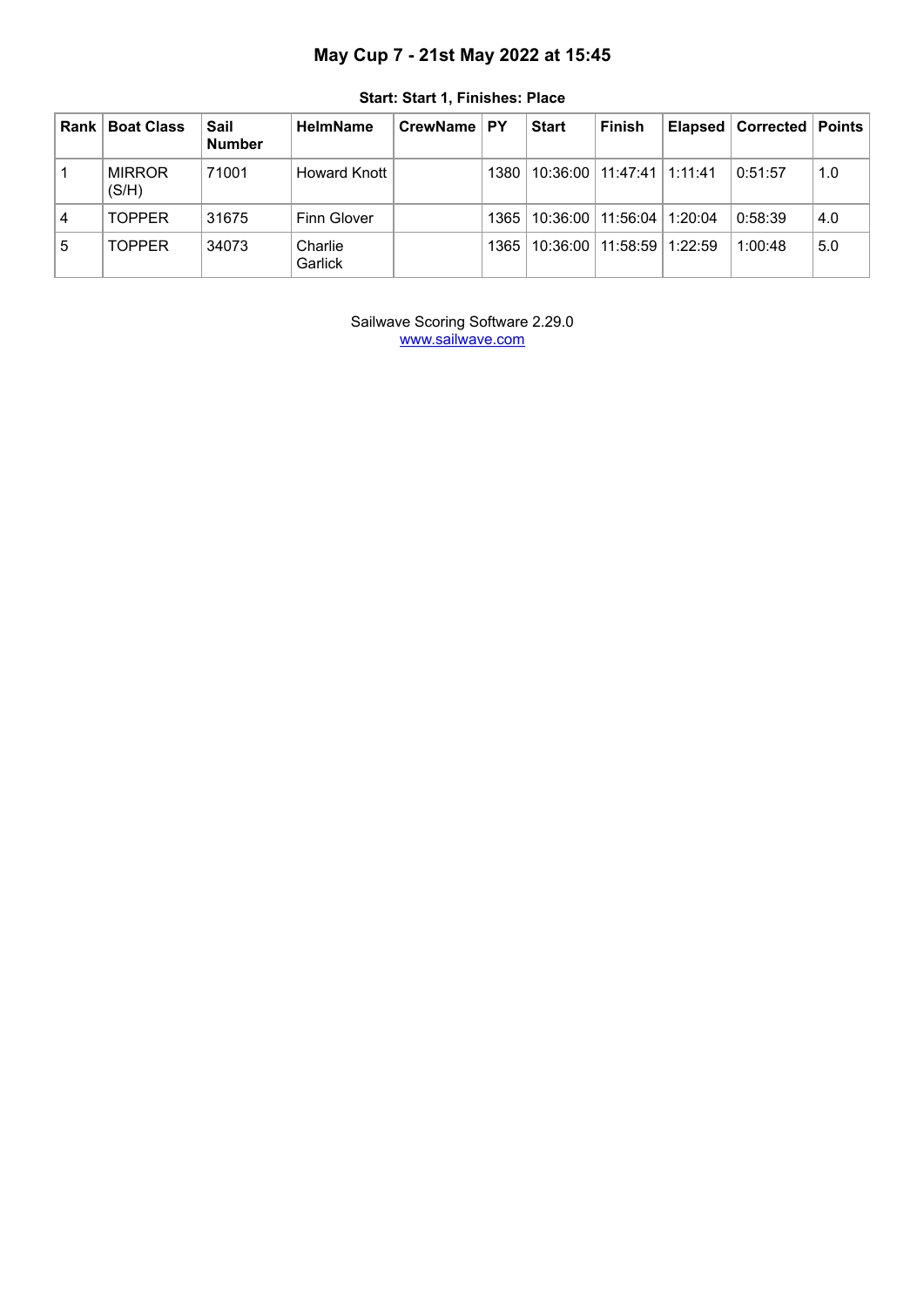# May Cup 7 - 21st May 2022 at 15:45

### Start: Start 1, Finishes: Place

| Rank | Boat Class | Sail Number | HelmName | CrewName | PY | Start | Finish | Elapsed | Corrected | Points |
|---|---|---|---|---|---|---|---|---|---|---|
| 1 | MIRROR (S/H) | 71001 | Howard Knott | | 1380 | 10:36:00 | 11:47:41 | 1:11:41 | 0:51:57 | 1.0 |
| 4 | TOPPER | 31675 | Finn Glover | | 1365 | 10:36:00 | 11:56:04 | 1:20:04 | 0:58:39 | 4.0 |
| 5 | TOPPER | 34073 | Charlie Garlick | | 1365 | 10:36:00 | 11:58:59 | 1:22:59 | 1:00:48 | 5.0 |

Sailwave Scoring Software 2.29.0
www.sailwave.com